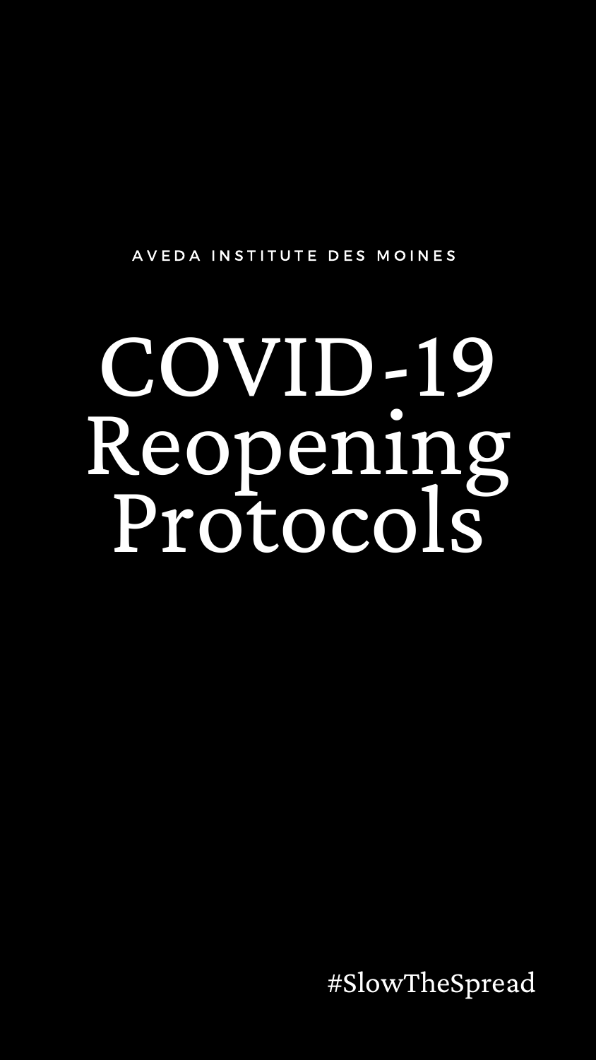AVEDA INSTITUTE DES MOINES

# COVID-19 Reopening Protocols

#SlowTheSpread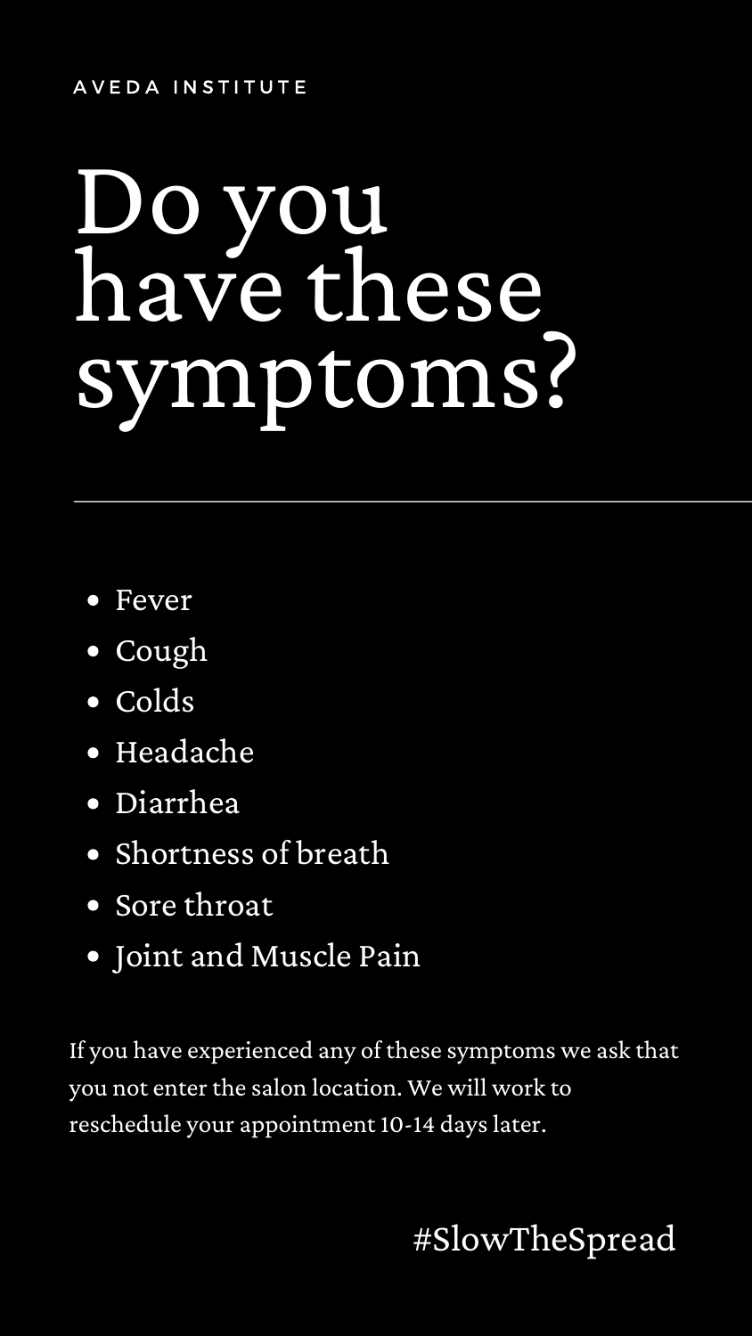AVEDA INSTITUTE

# Do you have these symptoms?

---

- Fever
- Cough
- Colds
- Headache
- Diarrhea
- Shortness of breath
- Sore throat
- Joint and Muscle Pain

If you have experienced any of these symptoms we ask that you not enter the salon location. We will work to reschedule your appointment 10-14 days later.

#SlowTheSpread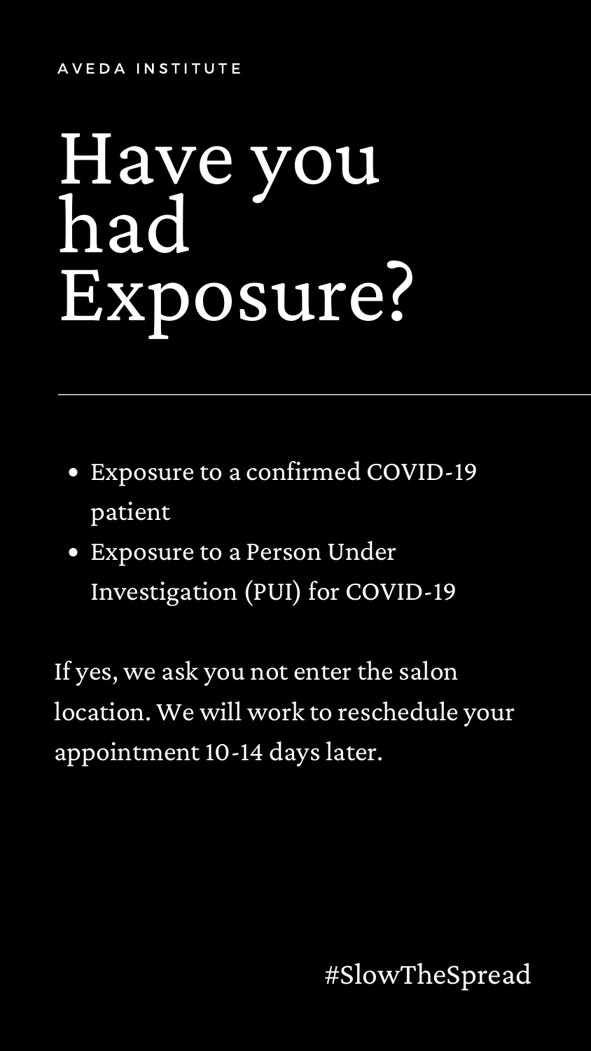AVEDA INSTITUTE

# Have you had Exposure?

---

- Exposure to a confirmed COVID-19 patient
- Exposure to a Person Under Investigation (PUI) for COVID-19

If yes, we ask you not enter the salon location. We will work to reschedule your appointment 10-14 days later.

#SlowTheSpread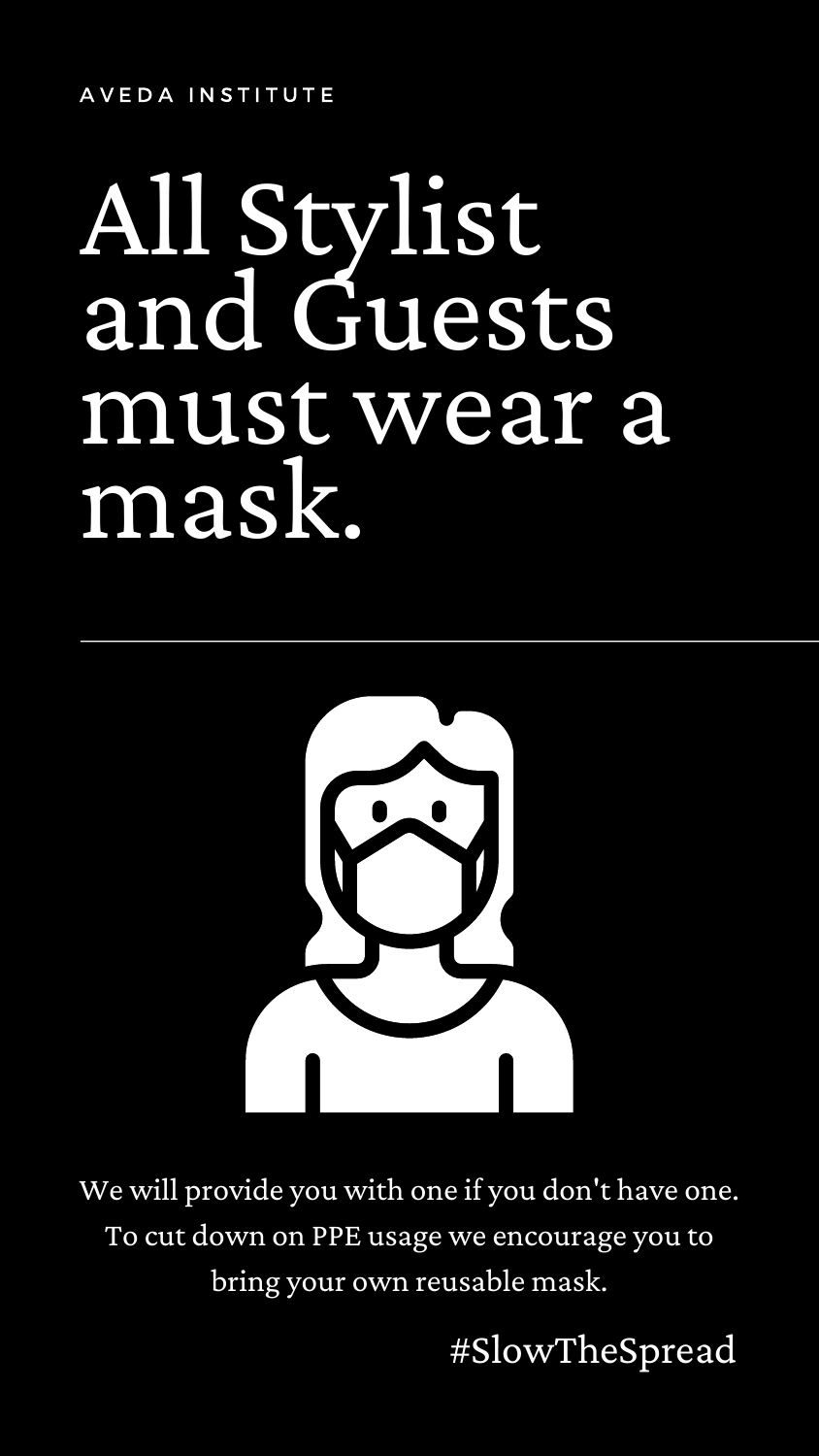AVEDA INSTITUTE

# All Stylist and Guests must wear a mask.

---

We will provide you with one if you don't have one. To cut down on PPE usage we encourage you to bring your own reusable mask.

#SlowTheSpread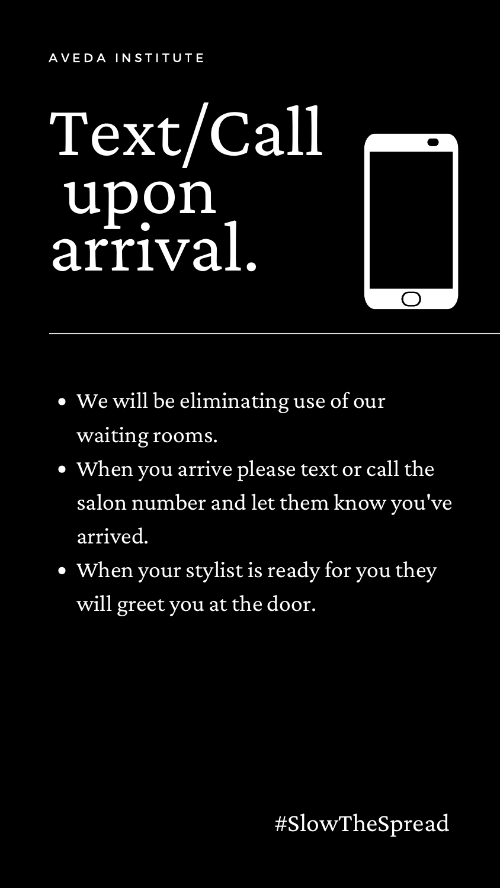AVEDA INSTITUTE

# Text/Call upon arrival.

---

- We will be eliminating use of our waiting rooms.
- When you arrive please text or call the salon number and let them know you've arrived.
- When your stylist is ready for you they will greet you at the door.

#SlowTheSpread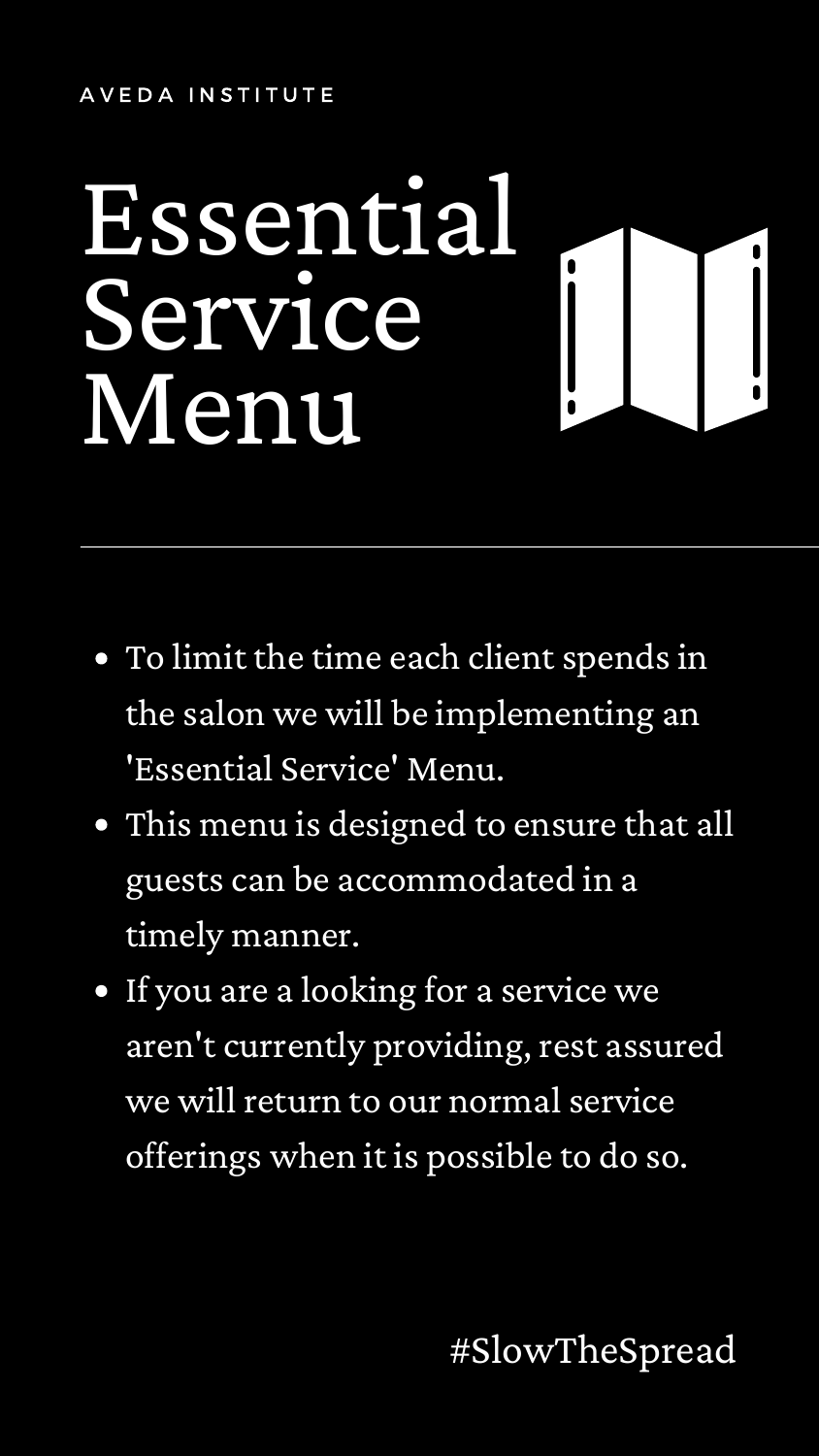AVEDA INSTITUTE

# Essential Service Menu

- To limit the time each client spends in the salon we will be implementing an 'Essential Service' Menu.
- This menu is designed to ensure that all guests can be accommodated in a timely manner.
- If you are a looking for a service we aren't currently providing, rest assured we will return to our normal service offerings when it is possible to do so.

#SlowTheSpread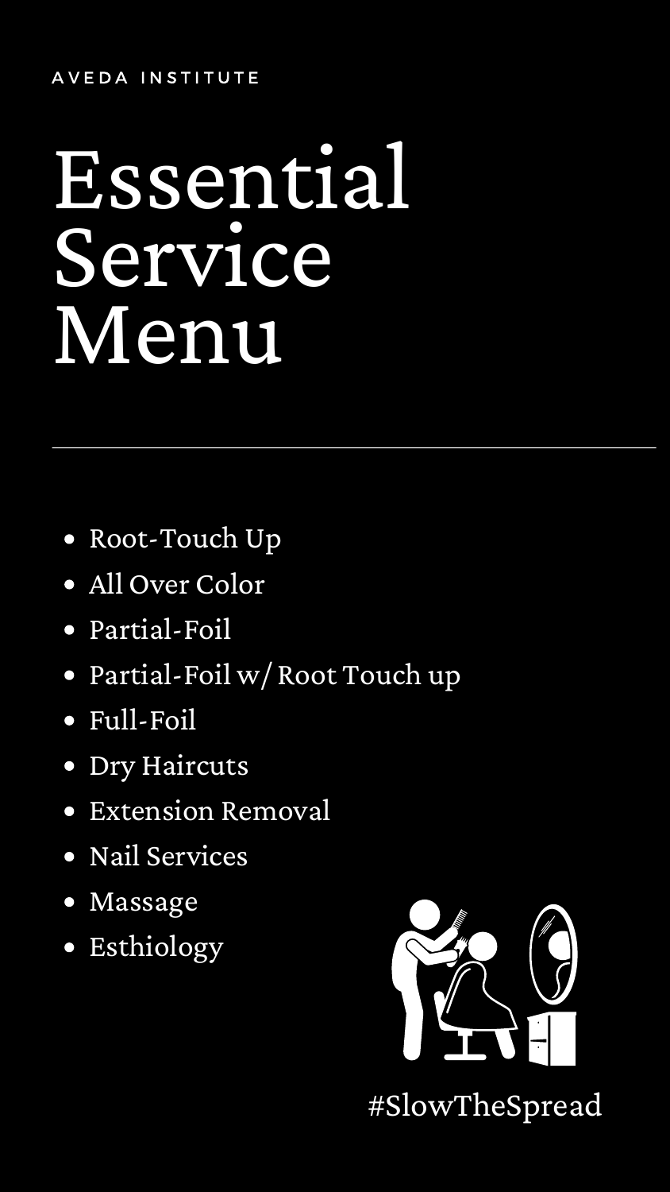AVEDA INSTITUTE

# Essential Service Menu

---

- Root-Touch Up
- All Over Color
- Partial-Foil
- Partial-Foil w/ Root Touch up
- Full-Foil
- Dry Haircuts
- Extension Removal
- Nail Services
- Massage
- Esthiology

#SlowTheSpread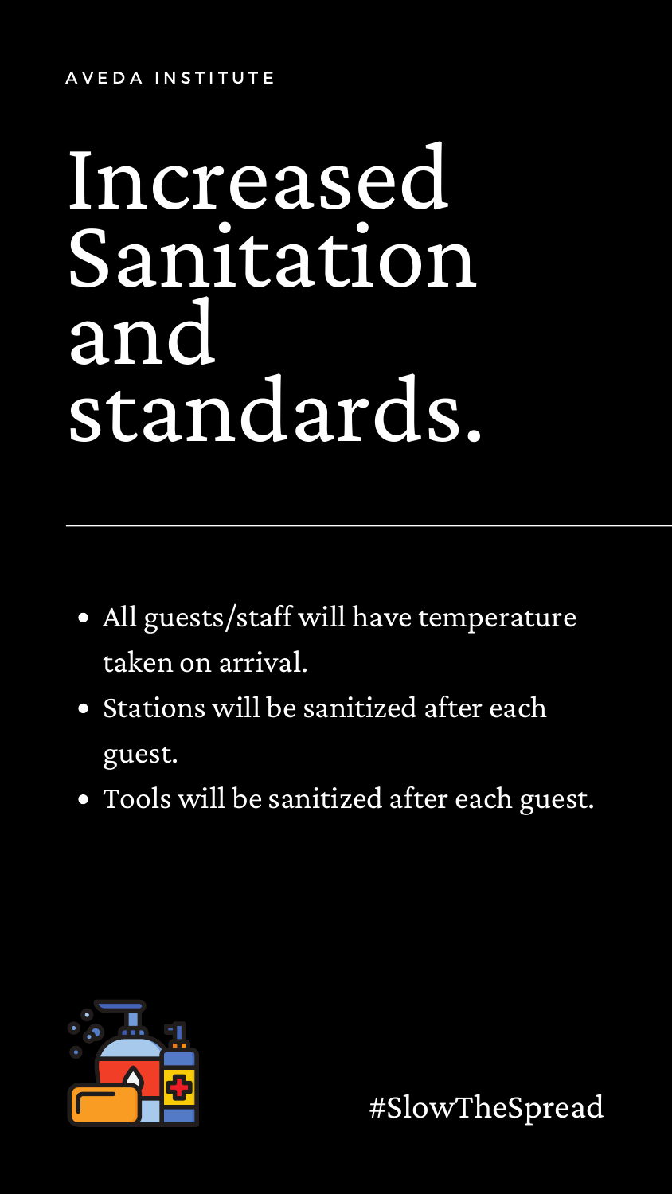AVEDA INSTITUTE

# Increased Sanitation and standards.

---

- All guests/staff will have temperature taken on arrival.
- Stations will be sanitized after each guest.
- Tools will be sanitized after each guest.

#SlowTheSpread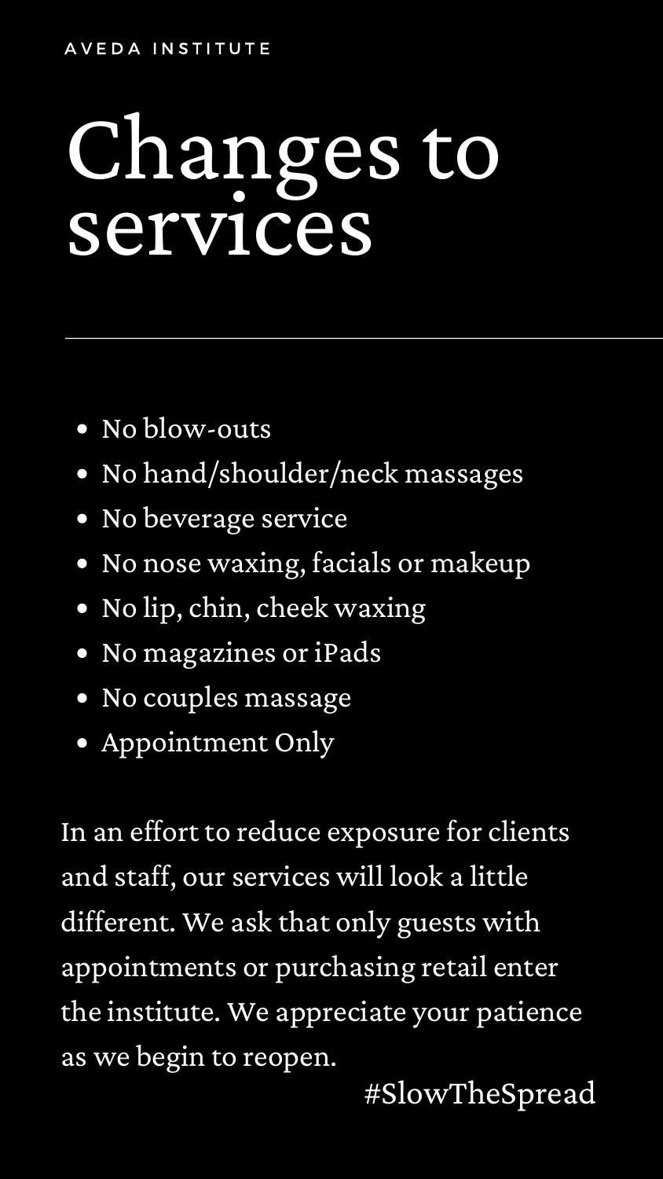AVEDA INSTITUTE

# Changes to services

---

- No blow-outs
- No hand/shoulder/neck massages
- No beverage service
- No nose waxing, facials or makeup
- No lip, chin, cheek waxing
- No magazines or iPads
- No couples massage
- Appointment Only

In an effort to reduce exposure for clients and staff, our services will look a little different. We ask that only guests with appointments or purchasing retail enter the institute. We appreciate your patience as we begin to reopen.

#SlowTheSpread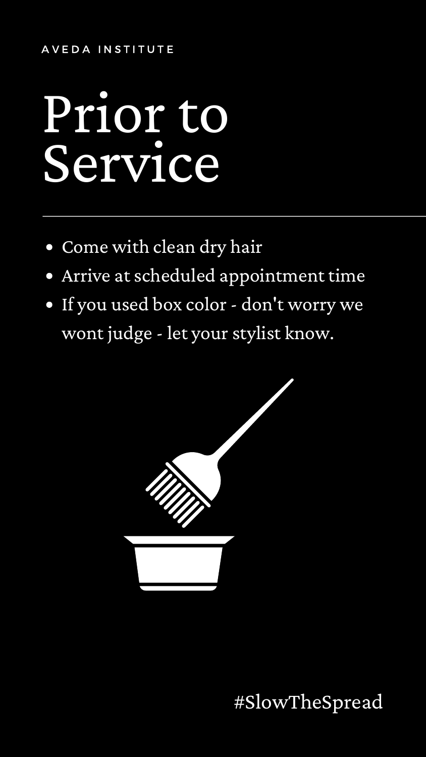AVEDA INSTITUTE

# Prior to Service

- Come with clean dry hair
- Arrive at scheduled appointment time
- If you used box color - don't worry we wont judge - let your stylist know.

#SlowTheSpread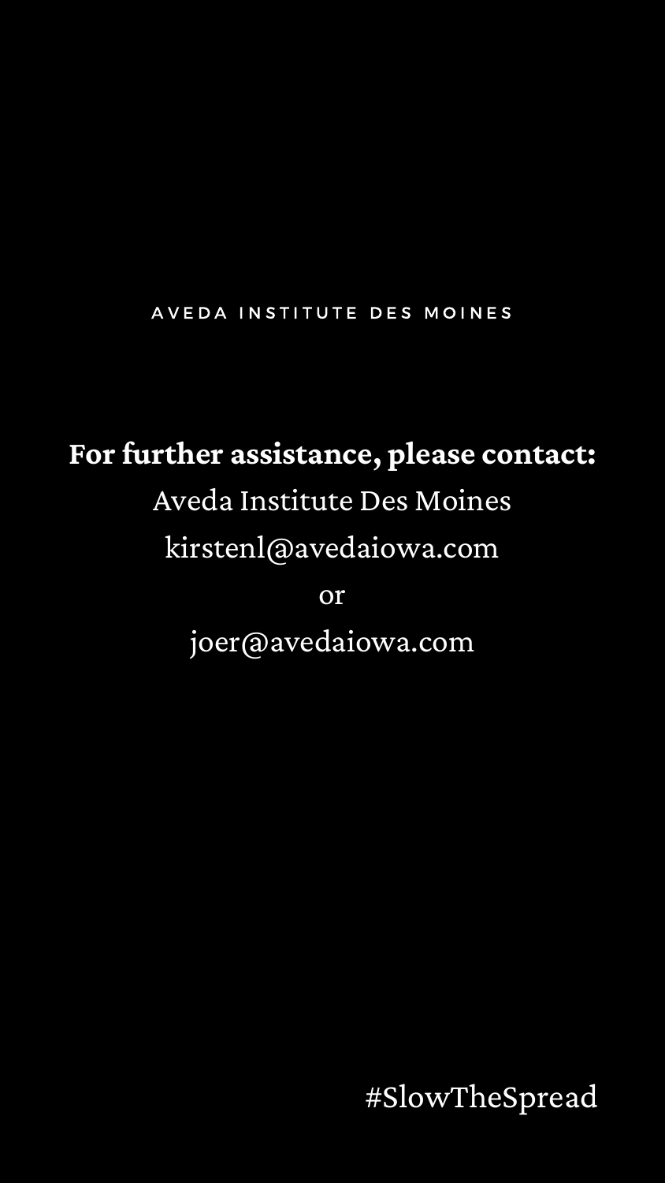AVEDA INSTITUTE DES MOINES

**For further assistance, please contact:**

Aveda Institute Des Moines

kirstenl@avedaiowa.com

or

joer@avedaiowa.com

#SlowTheSpread